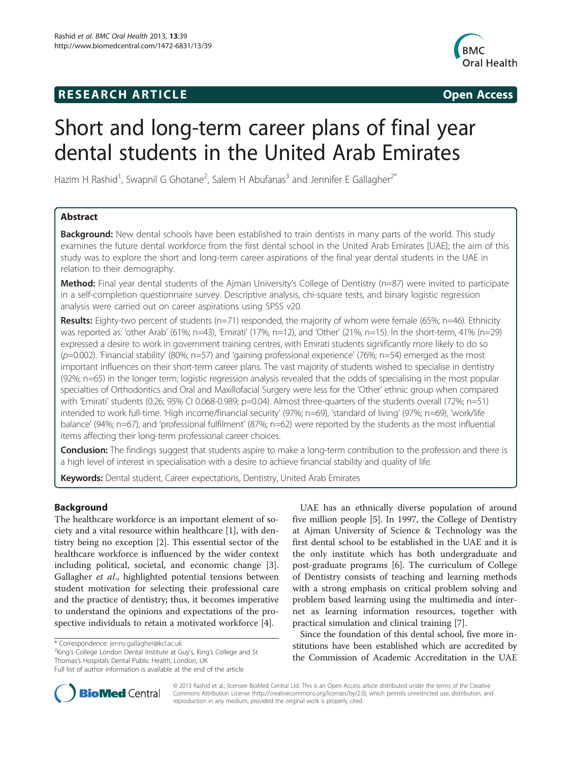**RESEARCH ARTICLE** **Open Access**

# Short and long-term career plans of final year dental students in the United Arab Emirates

Hazim H Rashid[1], Swapnil G Ghotane[2], Salem H Abufanas[3] and Jennifer E Gallagher[2*]

## Abstract

**Background:** New dental schools have been established to train dentists in many parts of the world. This study examines the future dental workforce from the first dental school in the United Arab Emirates [UAE]; the aim of this study was to explore the short and long-term career aspirations of the final year dental students in the UAE in relation to their demography.

**Method:** Final year dental students of the Ajman University's College of Dentistry (n=87) were invited to participate in a self-completion questionnaire survey. Descriptive analysis, chi-square tests, and binary logistic regression analysis were carried out on career aspirations using SPSS v20.

**Results:** Eighty-two percent of students (n=71) responded, the majority of whom were female (65%; n=46). Ethnicity was reported as: 'other Arab' (61%; n=43), 'Emirati' (17%, n=12), and 'Other' (21%, n=15). In the short-term, 41% (n=29) expressed a desire to work in government training centres, with Emirati students significantly more likely to do so ($p$=0.002). 'Financial stability' (80%; n=57) and 'gaining professional experience' (76%; n=54) emerged as the most important influences on their short-term career plans. The vast majority of students wished to specialise in dentistry (92%; n=65) in the longer term; logistic regression analysis revealed that the odds of specialising in the most popular specialties of Orthodontics and Oral and Maxillofacial Surgery were less for the 'Other' ethnic group when compared with 'Emirati' students (0.26; 95% CI 0.068-0.989; p=0.04). Almost three-quarters of the students overall (72%; n=51) intended to work full-time. 'High income/financial security' (97%; n=69), 'standard of living' (97%; n=69), 'work/life balance' (94%; n=67), and 'professional fulfilment' (87%; n=62) were reported by the students as the most influential items affecting their long-term professional career choices.

**Conclusion:** The findings suggest that students aspire to make a long-term contribution to the profession and there is a high level of interest in specialisation with a desire to achieve financial stability and quality of life.

**Keywords:** Dental student, Career expectations, Dentistry, United Arab Emirates

## Background

The healthcare workforce is an important element of society and a vital resource within healthcare [1], with dentistry being no exception [2]. This essential sector of the healthcare workforce is influenced by the wider context including political, societal, and economic change [3]. Gallagher *et al*., highlighted potential tensions between student motivation for selecting their professional care and the practice of dentistry; thus, it becomes imperative to understand the opinions and expectations of the prospective individuals to retain a motivated workforce [4].

UAE has an ethnically diverse population of around five million people [5]. In 1997, the College of Dentistry at Ajman University of Science & Technology was the first dental school to be established in the UAE and it is the only institute which has both undergraduate and post-graduate programs [6]. The curriculum of College of Dentistry consists of teaching and learning methods with a strong emphasis on critical problem solving and problem based learning using the multimedia and internet as learning information resources, together with practical simulation and clinical training [7].

Since the foundation of this dental school, five more institutions have been established which are accredited by the Commission of Academic Accreditation in the UAE

\* Correspondence: jenny.gallagher@kcl.ac.uk
[2]King's College London Dental Institute at Guy's, King's College and St Thomas's Hospitals Dental Public Health, London, UK
Full list of author information is available at the end of the article

© 2013 Rashid et al.; licensee BioMed Central Ltd. This is an Open Access article distributed under the terms of the Creative Commons Attribution License (http://creativecommons.org/licenses/by/2.0), which permits unrestricted use, distribution, and reproduction in any medium, provided the original work is properly cited.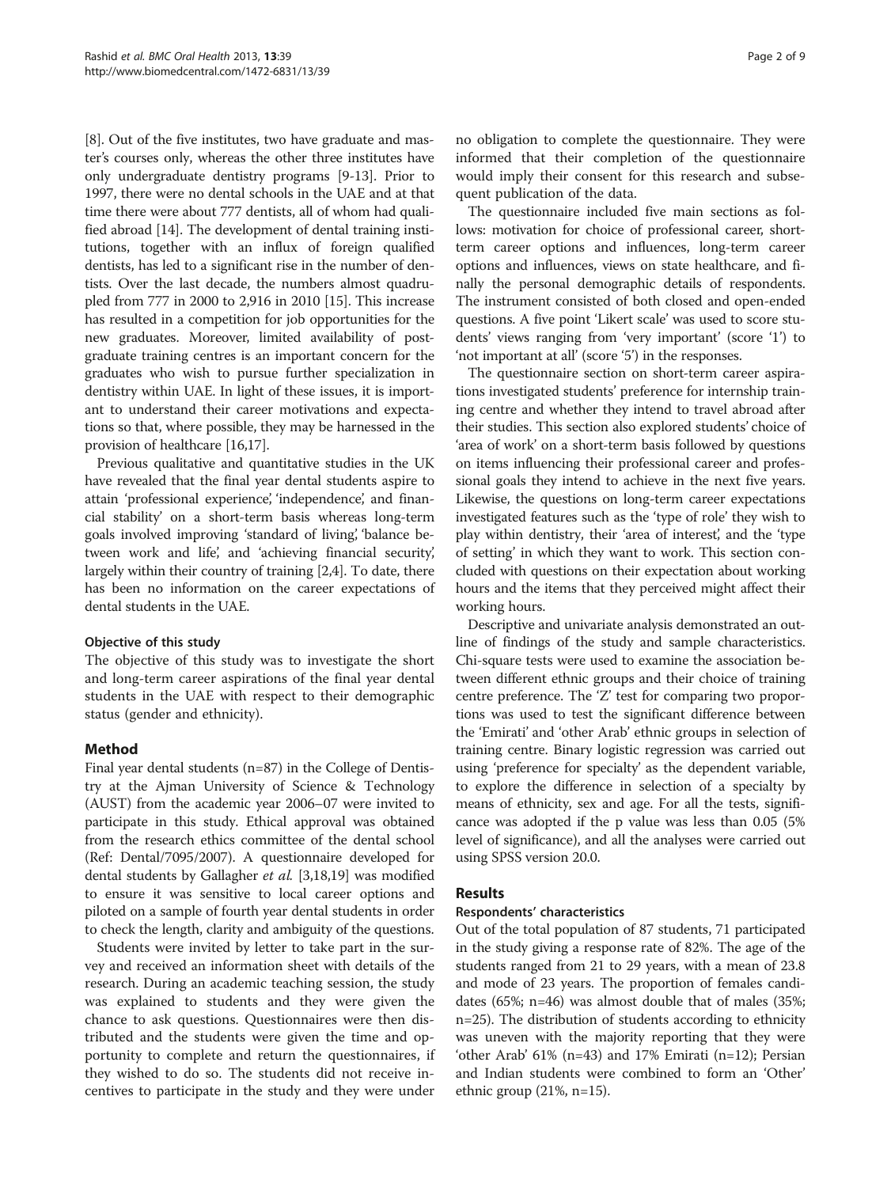[8]. Out of the five institutes, two have graduate and master's courses only, whereas the other three institutes have only undergraduate dentistry programs [9-13]. Prior to 1997, there were no dental schools in the UAE and at that time there were about 777 dentists, all of whom had qualified abroad [14]. The development of dental training institutions, together with an influx of foreign qualified dentists, has led to a significant rise in the number of dentists. Over the last decade, the numbers almost quadrupled from 777 in 2000 to 2,916 in 2010 [15]. This increase has resulted in a competition for job opportunities for the new graduates. Moreover, limited availability of postgraduate training centres is an important concern for the graduates who wish to pursue further specialization in dentistry within UAE. In light of these issues, it is important to understand their career motivations and expectations so that, where possible, they may be harnessed in the provision of healthcare [16,17].

Previous qualitative and quantitative studies in the UK have revealed that the final year dental students aspire to attain 'professional experience', 'independence', and financial stability' on a short-term basis whereas long-term goals involved improving 'standard of living', 'balance between work and life', and 'achieving financial security', largely within their country of training [2,4]. To date, there has been no information on the career expectations of dental students in the UAE.

### Objective of this study

The objective of this study was to investigate the short and long-term career aspirations of the final year dental students in the UAE with respect to their demographic status (gender and ethnicity).

## Method

Final year dental students (n=87) in the College of Dentistry at the Ajman University of Science & Technology (AUST) from the academic year 2006–07 were invited to participate in this study. Ethical approval was obtained from the research ethics committee of the dental school (Ref: Dental/7095/2007). A questionnaire developed for dental students by Gallagher *et al.* [3,18,19] was modified to ensure it was sensitive to local career options and piloted on a sample of fourth year dental students in order to check the length, clarity and ambiguity of the questions.

Students were invited by letter to take part in the survey and received an information sheet with details of the research. During an academic teaching session, the study was explained to students and they were given the chance to ask questions. Questionnaires were then distributed and the students were given the time and opportunity to complete and return the questionnaires, if they wished to do so. The students did not receive incentives to participate in the study and they were under no obligation to complete the questionnaire. They were informed that their completion of the questionnaire would imply their consent for this research and subsequent publication of the data.

The questionnaire included five main sections as follows: motivation for choice of professional career, short-term career options and influences, long-term career options and influences, views on state healthcare, and finally the personal demographic details of respondents. The instrument consisted of both closed and open-ended questions. A five point 'Likert scale' was used to score students' views ranging from 'very important' (score '1') to 'not important at all' (score '5') in the responses.

The questionnaire section on short-term career aspirations investigated students' preference for internship training centre and whether they intend to travel abroad after their studies. This section also explored students' choice of 'area of work' on a short-term basis followed by questions on items influencing their professional career and professional goals they intend to achieve in the next five years. Likewise, the questions on long-term career expectations investigated features such as the 'type of role' they wish to play within dentistry, their 'area of interest', and the 'type of setting' in which they want to work. This section concluded with questions on their expectation about working hours and the items that they perceived might affect their working hours.

Descriptive and univariate analysis demonstrated an outline of findings of the study and sample characteristics. Chi-square tests were used to examine the association between different ethnic groups and their choice of training centre preference. The 'Z' test for comparing two proportions was used to test the significant difference between the 'Emirati' and 'other Arab' ethnic groups in selection of training centre. Binary logistic regression was carried out using 'preference for specialty' as the dependent variable, to explore the difference in selection of a specialty by means of ethnicity, sex and age. For all the tests, significance was adopted if the p value was less than 0.05 (5% level of significance), and all the analyses were carried out using SPSS version 20.0.

## Results

### Respondents' characteristics

Out of the total population of 87 students, 71 participated in the study giving a response rate of 82%. The age of the students ranged from 21 to 29 years, with a mean of 23.8 and mode of 23 years. The proportion of females candidates (65%; n=46) was almost double that of males (35%; n=25). The distribution of students according to ethnicity was uneven with the majority reporting that they were 'other Arab' 61% (n=43) and 17% Emirati (n=12); Persian and Indian students were combined to form an 'Other' ethnic group (21%, n=15).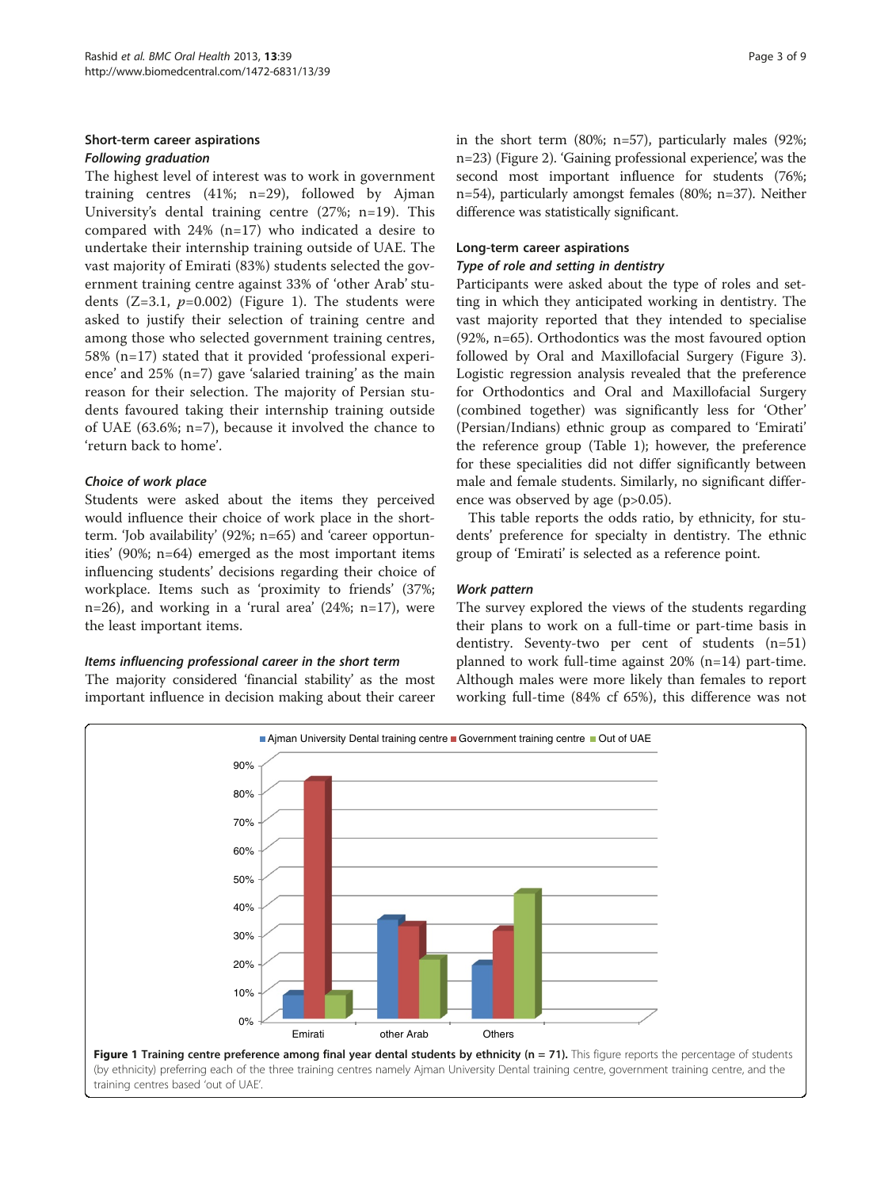## Short-term career aspirations

### *Following graduation*

The highest level of interest was to work in government training centres (41%; n=29), followed by Ajman University's dental training centre (27%; n=19). This compared with 24% (n=17) who indicated a desire to undertake their internship training outside of UAE. The vast majority of Emirati (83%) students selected the government training centre against 33% of 'other Arab' students (Z=3.1, $p$=0.002) (Figure 1). The students were asked to justify their selection of training centre and among those who selected government training centres, 58% (n=17) stated that it provided 'professional experience' and 25% (n=7) gave 'salaried training' as the main reason for their selection. The majority of Persian students favoured taking their internship training outside of UAE (63.6%; n=7), because it involved the chance to 'return back to home'.

### *Choice of work place*

Students were asked about the items they perceived would influence their choice of work place in the short-term. 'Job availability' (92%; n=65) and 'career opportunities' (90%; n=64) emerged as the most important items influencing students' decisions regarding their choice of workplace. Items such as 'proximity to friends' (37%; n=26), and working in a 'rural area' (24%; n=17), were the least important items.

### *Items influencing professional career in the short term*

The majority considered 'financial stability' as the most important influence in decision making about their career in the short term (80%; n=57), particularly males (92%; n=23) (Figure 2). 'Gaining professional experience', was the second most important influence for students (76%; n=54), particularly amongst females (80%; n=37). Neither difference was statistically significant.

## Long-term career aspirations

### *Type of role and setting in dentistry*

Participants were asked about the type of roles and setting in which they anticipated working in dentistry. The vast majority reported that they intended to specialise (92%, n=65). Orthodontics was the most favoured option followed by Oral and Maxillofacial Surgery (Figure 3). Logistic regression analysis revealed that the preference for Orthodontics and Oral and Maxillofacial Surgery (combined together) was significantly less for 'Other' (Persian/Indians) ethnic group as compared to 'Emirati' the reference group (Table 1); however, the preference for these specialities did not differ significantly between male and female students. Similarly, no significant difference was observed by age (p>0.05).

This table reports the odds ratio, by ethnicity, for students' preference for specialty in dentistry. The ethnic group of 'Emirati' is selected as a reference point.

### *Work pattern*

The survey explored the views of the students regarding their plans to work on a full-time or part-time basis in dentistry. Seventy-two per cent of students (n=51) planned to work full-time against 20% (n=14) part-time. Although males were more likely than females to report working full-time (84% cf 65%), this difference was not

**Figure 1 Training centre preference among final year dental students by ethnicity (n = 71).** This figure reports the percentage of students (by ethnicity) preferring each of the three training centres namely Ajman University Dental training centre, government training centre, and the training centres based 'out of UAE'.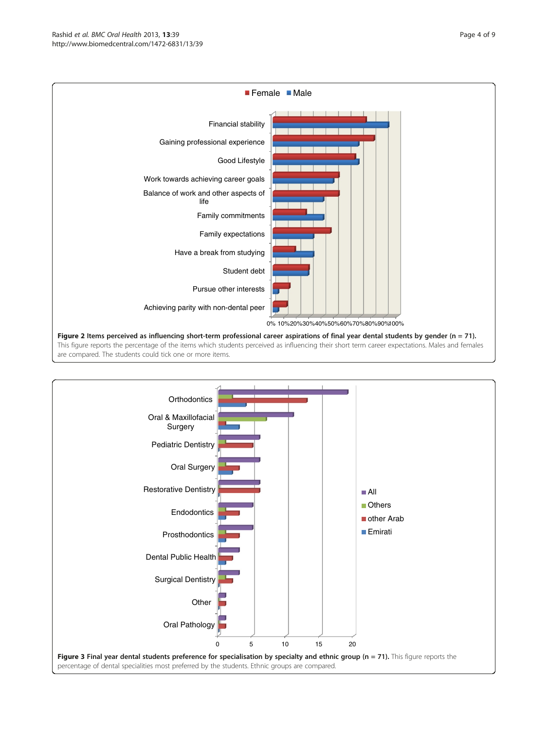**Figure 2 Items perceived as influencing short-term professional career aspirations of final year dental students by gender (n = 71).** This figure reports the percentage of the items which students perceived as influencing their short term career expectations. Males and females are compared. The students could tick one or more items.

**Figure 3 Final year dental students preference for specialisation by specialty and ethnic group (n = 71).** This figure reports the percentage of dental specialities most preferred by the students. Ethnic groups are compared.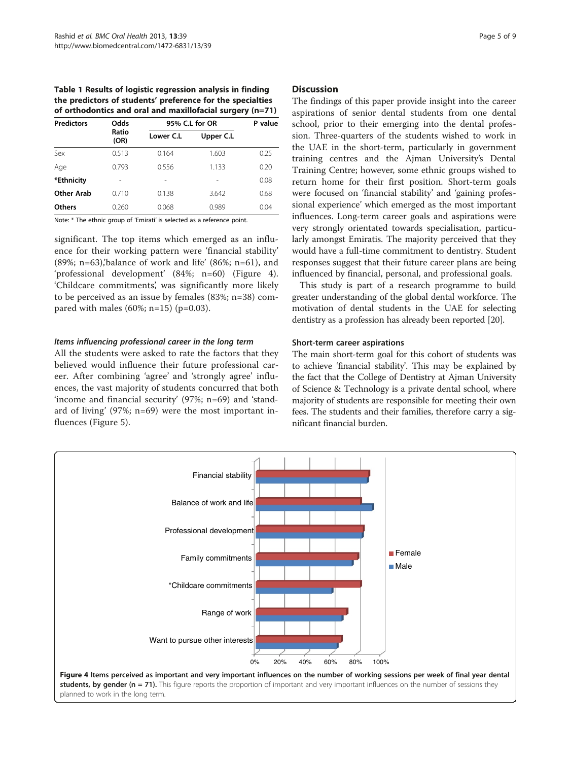**Table 1 Results of logistic regression analysis in finding the predictors of students' preference for the specialties of orthodontics and oral and maxillofacial surgery (n=71)**

| Predictors | Odds Ratio (OR) | 95% C.L for OR | | P value |
|---|---|---|---|---|
| | | Lower C.L | Upper C.L | |
| Sex | 0.513 | 0.164 | 1.603 | 0.25 |
| Age | 0.793 | 0.556 | 1.133 | 0.20 |
| ***Ethnicity** | - | - | - | 0.08 |
| **Other Arab** | 0.710 | 0.138 | 3.642 | 0.68 |
| **Others** | 0.260 | 0.068 | 0.989 | 0.04 |

Note: * The ethnic group of 'Emirati' is selected as a reference point.

significant. The top items which emerged as an influence for their working pattern were 'financial stability' (89%; n=63),'balance of work and life' (86%; n=61), and 'professional development' (84%; n=60) (Figure 4). 'Childcare commitments', was significantly more likely to be perceived as an issue by females (83%; n=38) compared with males (60%; n=15) (p=0.03).

### *Items influencing professional career in the long term*

All the students were asked to rate the factors that they believed would influence their future professional career. After combining 'agree' and 'strongly agree' influences, the vast majority of students concurred that both 'income and financial security' (97%; n=69) and 'standard of living' (97%; n=69) were the most important influences (Figure 5).

## Discussion

The findings of this paper provide insight into the career aspirations of senior dental students from one dental school, prior to their emerging into the dental profession. Three-quarters of the students wished to work in the UAE in the short-term, particularly in government training centres and the Ajman University's Dental Training Centre; however, some ethnic groups wished to return home for their first position. Short-term goals were focused on 'financial stability' and 'gaining professional experience' which emerged as the most important influences. Long-term career goals and aspirations were very strongly orientated towards specialisation, particularly amongst Emiratis. The majority perceived that they would have a full-time commitment to dentistry. Student responses suggest that their future career plans are being influenced by financial, personal, and professional goals.

This study is part of a research programme to build greater understanding of the global dental workforce. The motivation of dental students in the UAE for selecting dentistry as a profession has already been reported [20].

### Short-term career aspirations

The main short-term goal for this cohort of students was to achieve 'financial stability'. This may be explained by the fact that the College of Dentistry at Ajman University of Science & Technology is a private dental school, where majority of students are responsible for meeting their own fees. The students and their families, therefore carry a significant financial burden.

**Figure 4 Items perceived as important and very important influences on the number of working sessions per week of final year dental students, by gender (n = 71).** This figure reports the proportion of important and very important influences on the number of sessions they planned to work in the long term.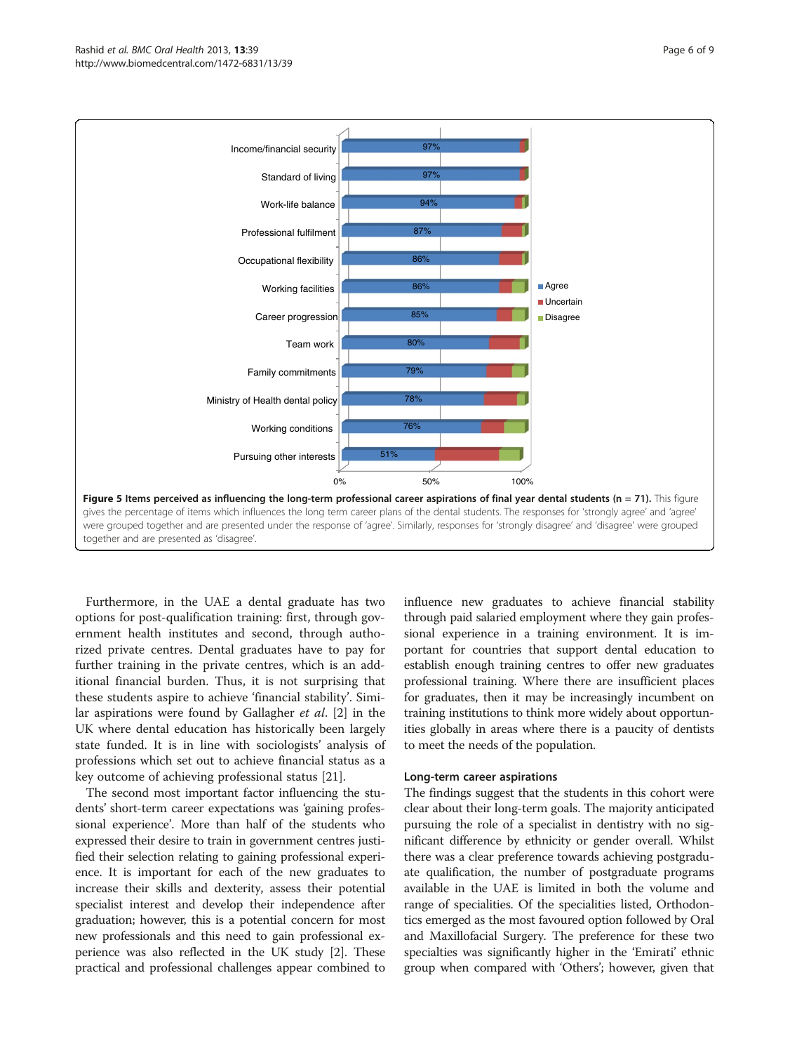**Figure 5 Items perceived as influencing the long-term professional career aspirations of final year dental students (n = 71).** This figure gives the percentage of items which influences the long term career plans of the dental students. The responses for 'strongly agree' and 'agree' were grouped together and are presented under the response of 'agree'. Similarly, responses for 'strongly disagree' and 'disagree' were grouped together and are presented as 'disagree'.

Furthermore, in the UAE a dental graduate has two options for post-qualification training: first, through government health institutes and second, through authorized private centres. Dental graduates have to pay for further training in the private centres, which is an additional financial burden. Thus, it is not surprising that these students aspire to achieve 'financial stability'. Similar aspirations were found by Gallagher *et al*. [2] in the UK where dental education has historically been largely state funded. It is in line with sociologists' analysis of professions which set out to achieve financial status as a key outcome of achieving professional status [21].

The second most important factor influencing the students' short-term career expectations was 'gaining professional experience'. More than half of the students who expressed their desire to train in government centres justified their selection relating to gaining professional experience. It is important for each of the new graduates to increase their skills and dexterity, assess their potential specialist interest and develop their independence after graduation; however, this is a potential concern for most new professionals and this need to gain professional experience was also reflected in the UK study [2]. These practical and professional challenges appear combined to influence new graduates to achieve financial stability through paid salaried employment where they gain professional experience in a training environment. It is important for countries that support dental education to establish enough training centres to offer new graduates professional training. Where there are insufficient places for graduates, then it may be increasingly incumbent on training institutions to think more widely about opportunities globally in areas where there is a paucity of dentists to meet the needs of the population.

### Long-term career aspirations

The findings suggest that the students in this cohort were clear about their long-term goals. The majority anticipated pursuing the role of a specialist in dentistry with no significant difference by ethnicity or gender overall. Whilst there was a clear preference towards achieving postgraduate qualification, the number of postgraduate programs available in the UAE is limited in both the volume and range of specialities. Of the specialities listed, Orthodontics emerged as the most favoured option followed by Oral and Maxillofacial Surgery. The preference for these two specialties was significantly higher in the 'Emirati' ethnic group when compared with 'Others'; however, given that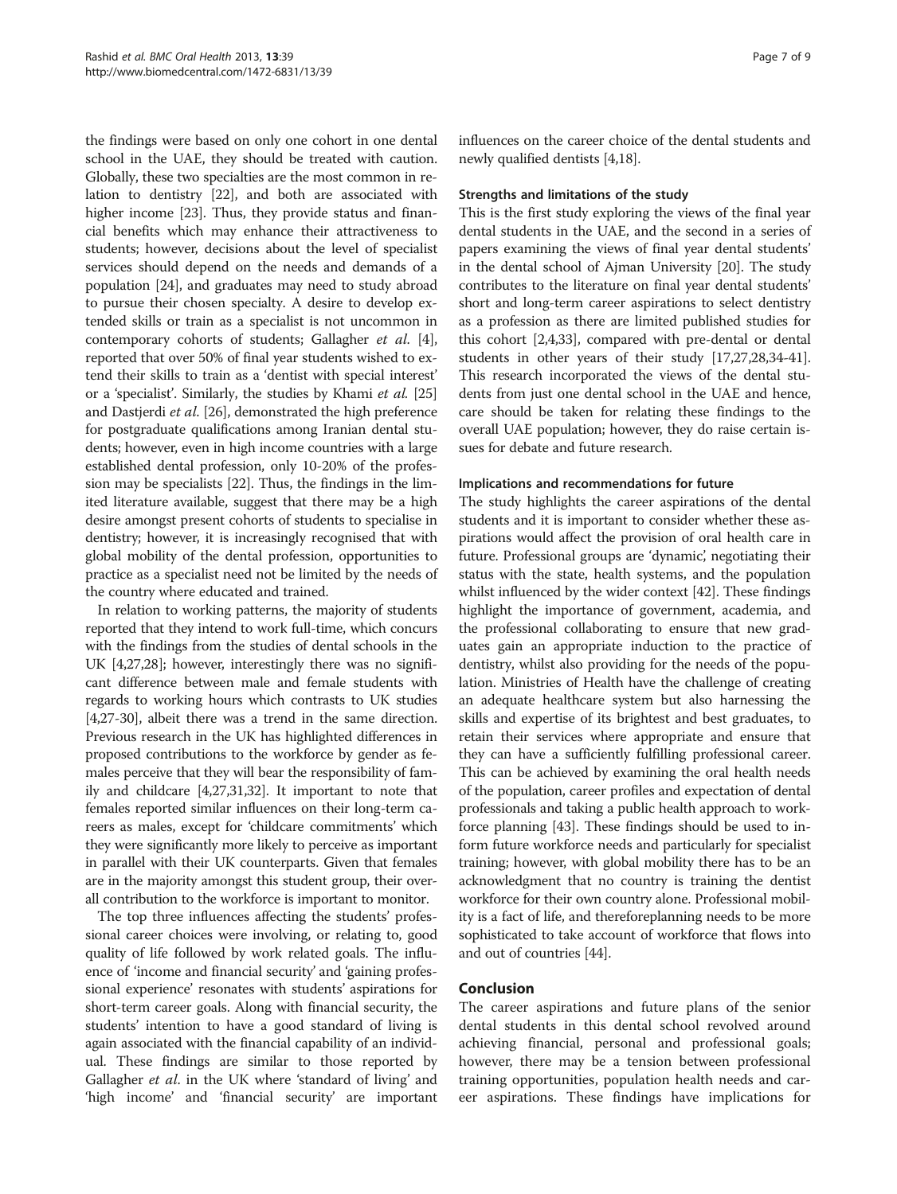the findings were based on only one cohort in one dental school in the UAE, they should be treated with caution. Globally, these two specialties are the most common in relation to dentistry [22], and both are associated with higher income [23]. Thus, they provide status and financial benefits which may enhance their attractiveness to students; however, decisions about the level of specialist services should depend on the needs and demands of a population [24], and graduates may need to study abroad to pursue their chosen specialty. A desire to develop extended skills or train as a specialist is not uncommon in contemporary cohorts of students; Gallagher *et al*. [4], reported that over 50% of final year students wished to extend their skills to train as a 'dentist with special interest' or a 'specialist'. Similarly, the studies by Khami *et al.* [25] and Dastjerdi *et al*. [26], demonstrated the high preference for postgraduate qualifications among Iranian dental students; however, even in high income countries with a large established dental profession, only 10-20% of the profession may be specialists [22]. Thus, the findings in the limited literature available, suggest that there may be a high desire amongst present cohorts of students to specialise in dentistry; however, it is increasingly recognised that with global mobility of the dental profession, opportunities to practice as a specialist need not be limited by the needs of the country where educated and trained.

In relation to working patterns, the majority of students reported that they intend to work full-time, which concurs with the findings from the studies of dental schools in the UK [4,27,28]; however, interestingly there was no significant difference between male and female students with regards to working hours which contrasts to UK studies [4,27-30], albeit there was a trend in the same direction. Previous research in the UK has highlighted differences in proposed contributions to the workforce by gender as females perceive that they will bear the responsibility of family and childcare [4,27,31,32]. It important to note that females reported similar influences on their long-term careers as males, except for 'childcare commitments' which they were significantly more likely to perceive as important in parallel with their UK counterparts. Given that females are in the majority amongst this student group, their overall contribution to the workforce is important to monitor.

The top three influences affecting the students' professional career choices were involving, or relating to, good quality of life followed by work related goals. The influence of 'income and financial security' and 'gaining professional experience' resonates with students' aspirations for short-term career goals. Along with financial security, the students' intention to have a good standard of living is again associated with the financial capability of an individual. These findings are similar to those reported by Gallagher *et al*. in the UK where 'standard of living' and 'high income' and 'financial security' are important influences on the career choice of the dental students and newly qualified dentists [4,18].

### Strengths and limitations of the study

This is the first study exploring the views of the final year dental students in the UAE, and the second in a series of papers examining the views of final year dental students' in the dental school of Ajman University [20]. The study contributes to the literature on final year dental students' short and long-term career aspirations to select dentistry as a profession as there are limited published studies for this cohort [2,4,33], compared with pre-dental or dental students in other years of their study [17,27,28,34-41]. This research incorporated the views of the dental students from just one dental school in the UAE and hence, care should be taken for relating these findings to the overall UAE population; however, they do raise certain issues for debate and future research.

### Implications and recommendations for future

The study highlights the career aspirations of the dental students and it is important to consider whether these aspirations would affect the provision of oral health care in future. Professional groups are 'dynamic', negotiating their status with the state, health systems, and the population whilst influenced by the wider context [42]. These findings highlight the importance of government, academia, and the professional collaborating to ensure that new graduates gain an appropriate induction to the practice of dentistry, whilst also providing for the needs of the population. Ministries of Health have the challenge of creating an adequate healthcare system but also harnessing the skills and expertise of its brightest and best graduates, to retain their services where appropriate and ensure that they can have a sufficiently fulfilling professional career. This can be achieved by examining the oral health needs of the population, career profiles and expectation of dental professionals and taking a public health approach to workforce planning [43]. These findings should be used to inform future workforce needs and particularly for specialist training; however, with global mobility there has to be an acknowledgment that no country is training the dentist workforce for their own country alone. Professional mobility is a fact of life, and thereforeplanning needs to be more sophisticated to take account of workforce that flows into and out of countries [44].

## Conclusion

The career aspirations and future plans of the senior dental students in this dental school revolved around achieving financial, personal and professional goals; however, there may be a tension between professional training opportunities, population health needs and career aspirations. These findings have implications for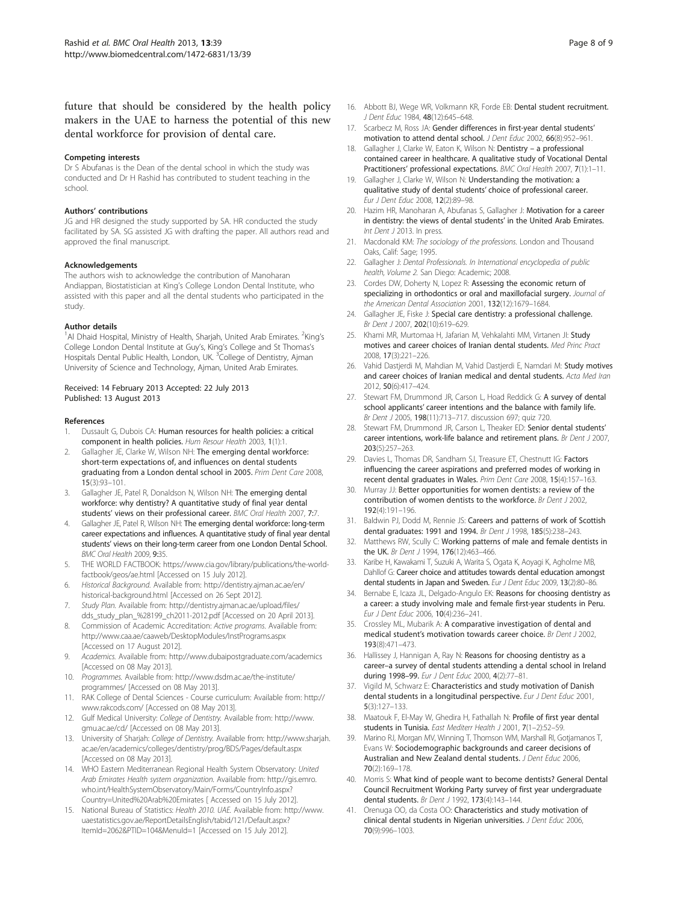future that should be considered by the health policy makers in the UAE to harness the potential of this new dental workforce for provision of dental care.

#### Competing interests

Dr S Abufanas is the Dean of the dental school in which the study was conducted and Dr H Rashid has contributed to student teaching in the school.

#### Authors' contributions

JG and HR designed the study supported by SA. HR conducted the study facilitated by SA. SG assisted JG with drafting the paper. All authors read and approved the final manuscript.

#### Acknowledgements

The authors wish to acknowledge the contribution of Manoharan Andiappan, Biostatistician at King's College London Dental Institute, who assisted with this paper and all the dental students who participated in the study.

#### Author details

[1]Al Dhaid Hospital, Ministry of Health, Sharjah, United Arab Emirates. [2]King's College London Dental Institute at Guy's, King's College and St Thomas's Hospitals Dental Public Health, London, UK. [3]College of Dentistry, Ajman University of Science and Technology, Ajman, United Arab Emirates.

Received: 14 February 2013 Accepted: 22 July 2013
Published: 13 August 2013

#### References

1. Dussault G, Dubois CA: **Human resources for health policies: a critical component in health policies.** *Hum Resour Health* 2003, **1**(1):1.
2. Gallagher JE, Clarke W, Wilson NH: **The emerging dental workforce: short-term expectations of, and influences on dental students graduating from a London dental school in 2005.** *Prim Dent Care* 2008, **15**(3):93–101.
3. Gallagher JE, Patel R, Donaldson N, Wilson NH: **The emerging dental workforce: why dentistry? A quantitative study of final year dental students' views on their professional career.** *BMC Oral Health* 2007, **7**:7.
4. Gallagher JE, Patel R, Wilson NH: **The emerging dental workforce: long-term career expectations and influences. A quantitative study of final year dental students' views on their long-term career from one London Dental School.** *BMC Oral Health* 2009, **9**:35.
5. THE WORLD FACTBOOK: https://www.cia.gov/library/publications/the-world-factbook/geos/ae.html [Accessed on 15 July 2012].
6. *Historical Background.* Available from: http://dentistry.ajman.ac.ae/en/historical-background.html [Accessed on 26 Sept 2012].
7. *Study Plan.* Available from: http://dentistry.ajman.ac.ae/upload/files/dds_study_plan_%28199_ch2011-2012.pdf [Accessed on 20 April 2013].
8. Commission of Academic Accreditation: *Active programs.* Available from: http://www.caa.ae/caaweb/DesktopModules/InstPrograms.aspx [Accessed on 17 August 2012].
9. *Academics.* Available from: http://www.dubaipostgraduate.com/academics [Accessed on 08 May 2013].
10. *Programmes.* Available from: http://www.dsdm.ac.ae/the-institute/programmes/ [Accessed on 08 May 2013].
11. RAK College of Dental Sciences - Course curriculum: Available from: http://www.rakcods.com/ [Accessed on 08 May 2013].
12. Gulf Medical University: *College of Dentistry.* Available from: http://www.gmu.ac.ae/cd/ [Accessed on 08 May 2013].
13. University of Sharjah: *College of Dentistry.* Available from: http://www.sharjah.ac.ae/en/academics/colleges/dentistry/prog/BDS/Pages/default.aspx [Accessed on 08 May 2013].
14. WHO Eastern Mediterranean Regional Health System Observatory: *United Arab Emirates Health system organization.* Available from: http://gis.emro.who.int/HealthSystemObservatory/Main/Forms/CountryInfo.aspx?Country=United%20Arab%20Emirates [ Accessed on 15 July 2012].
15. National Bureau of Statistics: *Health 2010. UAE.* Available from: http://www.uaestatistics.gov.ae/ReportDetailsEnglish/tabid/121/Default.aspx?ItemId=2062&PTID=104&MenuId=1 [Accessed on 15 July 2012].
16. Abbott BJ, Wege WR, Volkmann KR, Forde EB: **Dental student recruitment.** *J Dent Educ* 1984, **48**(12):645–648.
17. Scarbecz M, Ross JA: **Gender differences in first-year dental students' motivation to attend dental school.** *J Dent Educ* 2002, **66**(8):952–961.
18. Gallagher J, Clarke W, Eaton K, Wilson N: **Dentistry – a professional contained career in healthcare. A qualitative study of Vocational Dental Practitioners' professional expectations.** *BMC Oral Health* 2007, **7**(1):1–11.
19. Gallagher J, Clarke W, Wilson N: **Understanding the motivation: a qualitative study of dental students' choice of professional career.** *Eur J Dent Educ* 2008, **12**(2):89–98.
20. Hazim HR, Manoharan A, Abufanas S, Gallagher J: **Motivation for a career in dentistry: the views of dental students' in the United Arab Emirates.** *Int Dent J* 2013. In press.
21. Macdonald KM: *The sociology of the professions.* London and Thousand Oaks, Calif: Sage; 1995.
22. Gallagher J: *Dental Professionals. In International encyclopedia of public health, Volume 2.* San Diego: Academic; 2008.
23. Cordes DW, Doherty N, Lopez R: **Assessing the economic return of specializing in orthodontics or oral and maxillofacial surgery.** *Journal of the American Dental Association* 2001, **132**(12):1679–1684.
24. Gallagher JE, Fiske J: **Special care dentistry: a professional challenge.** *Br Dent J* 2007, **202**(10):619–629.
25. Khami MR, Murtomaa H, Jafarian M, Vehkalahti MM, Virtanen JI: **Study motives and career choices of Iranian dental students.** *Med Princ Pract* 2008, **17**(3):221–226.
26. Vahid Dastjerdi M, Mahdian M, Vahid Dastjerdi E, Namdari M: **Study motives and career choices of Iranian medical and dental students.** *Acta Med Iran* 2012, **50**(6):417–424.
27. Stewart FM, Drummond JR, Carson L, Hoad Reddick G: **A survey of dental school applicants' career intentions and the balance with family life.** *Br Dent J* 2005, **198**(11):713–717. discussion 697; quiz 720.
28. Stewart FM, Drummond JR, Carson L, Theaker ED: **Senior dental students' career intentions, work-life balance and retirement plans.** *Br Dent J* 2007, **203**(5):257–263.
29. Davies L, Thomas DR, Sandham SJ, Treasure ET, Chestnutt IG: **Factors influencing the career aspirations and preferred modes of working in recent dental graduates in Wales.** *Prim Dent Care* 2008, **15**(4):157–163.
30. Murray JJ: **Better opportunities for women dentists: a review of the contribution of women dentists to the workforce.** *Br Dent J* 2002, **192**(4):191–196.
31. Baldwin PJ, Dodd M, Rennie JS: **Careers and patterns of work of Scottish dental graduates: 1991 and 1994.** *Br Dent J* 1998, **185**(5):238–243.
32. Matthews RW, Scully C: **Working patterns of male and female dentists in the UK.** *Br Dent J* 1994, **176**(12):463–466.
33. Karibe H, Kawakami T, Suzuki A, Warita S, Ogata K, Aoyagi K, Agholme MB, Dahllof G: **Career choice and attitudes towards dental education amongst dental students in Japan and Sweden.** *Eur J Dent Educ* 2009, **13**(2):80–86.
34. Bernabe E, Icaza JL, Delgado-Angulo EK: **Reasons for choosing dentistry as a career: a study involving male and female first-year students in Peru.** *Eur J Dent Educ* 2006, **10**(4):236–241.
35. Crossley ML, Mubarik A: **A comparative investigation of dental and medical student's motivation towards career choice.** *Br Dent J* 2002, **193**(8):471–473.
36. Hallissey J, Hannigan A, Ray N: **Reasons for choosing dentistry as a career–a survey of dental students attending a dental school in Ireland during 1998–99.** *Eur J Dent Educ* 2000, **4**(2):77–81.
37. Vigild M, Schwarz E: **Characteristics and study motivation of Danish dental students in a longitudinal perspective.** *Eur J Dent Educ* 2001, **5**(3):127–133.
38. Maatouk F, El-May W, Ghedira H, Fathallah N: **Profile of first year dental students in Tunisia.** *East Mediterr Health J* 2001, **7**(1–2):52–59.
39. Marino RJ, Morgan MV, Winning T, Thomson WM, Marshall RI, Gotjamanos T, Evans W: **Sociodemographic backgrounds and career decisions of Australian and New Zealand dental students.** *J Dent Educ* 2006, **70**(2):169–178.
40. Morris S: **What kind of people want to become dentists? General Dental Council Recruitment Working Party survey of first year undergraduate dental students.** *Br Dent J* 1992, **173**(4):143–144.
41. Orenuga OO, da Costa OO: **Characteristics and study motivation of clinical dental students in Nigerian universities.** *J Dent Educ* 2006, **70**(9):996–1003.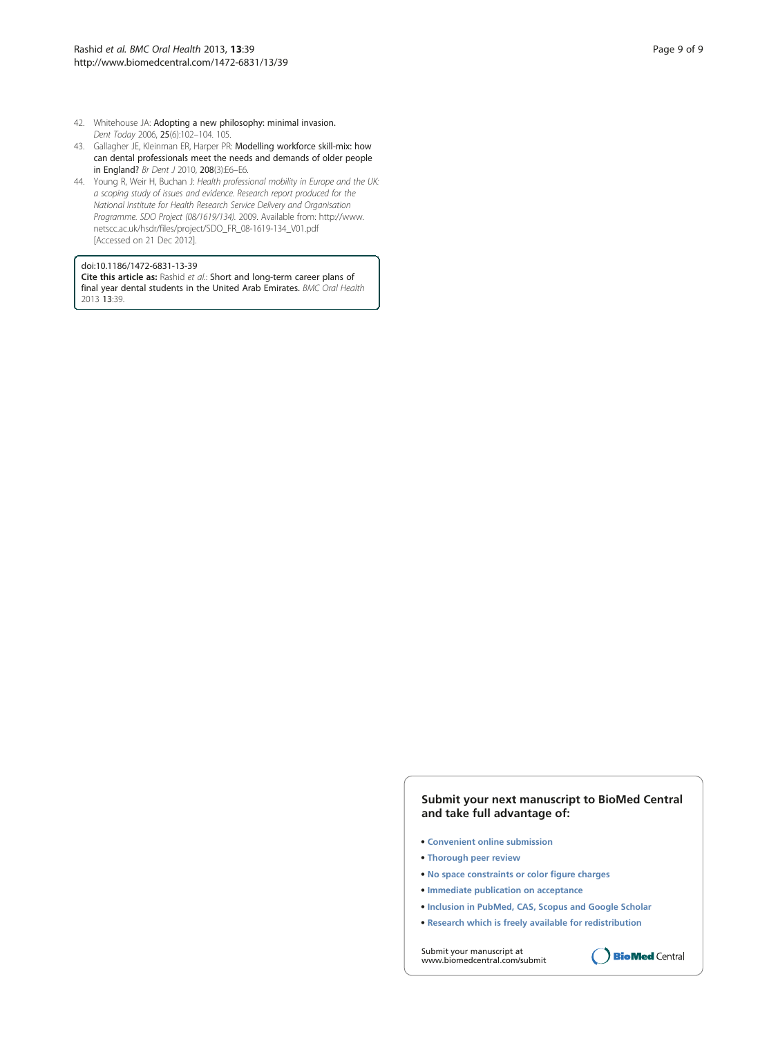42. Whitehouse JA: **Adopting a new philosophy: minimal invasion.** *Dent Today* 2006, **25**(6):102–104. 105.
43. Gallagher JE, Kleinman ER, Harper PR: **Modelling workforce skill-mix: how can dental professionals meet the needs and demands of older people in England?** *Br Dent J* 2010, **208**(3):E6–E6.
44. Young R, Weir H, Buchan J: *Health professional mobility in Europe and the UK: a scoping study of issues and evidence. Research report produced for the National Institute for Health Research Service Delivery and Organisation Programme. SDO Project (08/1619/134).* 2009. Available from: http://www.netscc.ac.uk/hsdr/files/project/SDO_FR_08-1619-134_V01.pdf [Accessed on 21 Dec 2012].

doi:10.1186/1472-6831-13-39

**Cite this article as:** Rashid *et al.*: Short and long-term career plans of final year dental students in the United Arab Emirates. *BMC Oral Health* 2013 **13**:39.

**Submit your next manuscript to BioMed Central and take full advantage of:**

- **Convenient online submission**
- **Thorough peer review**
- **No space constraints or color figure charges**
- **Immediate publication on acceptance**
- **Inclusion in PubMed, CAS, Scopus and Google Scholar**
- **Research which is freely available for redistribution**

Submit your manuscript at www.biomedcentral.com/submit

BioMed Central